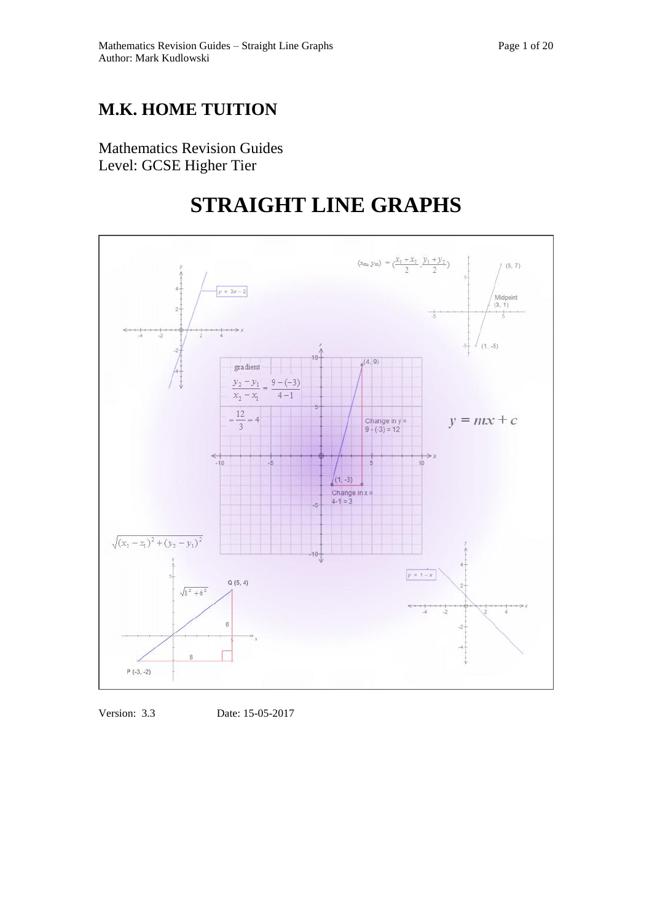# M.K. HOME TUITION

Mathematics Revision Guides
Level: GCSE Higher Tier

# STRAIGHT LINE GRAPHS

Version: 3.3 Date: 15-05-2017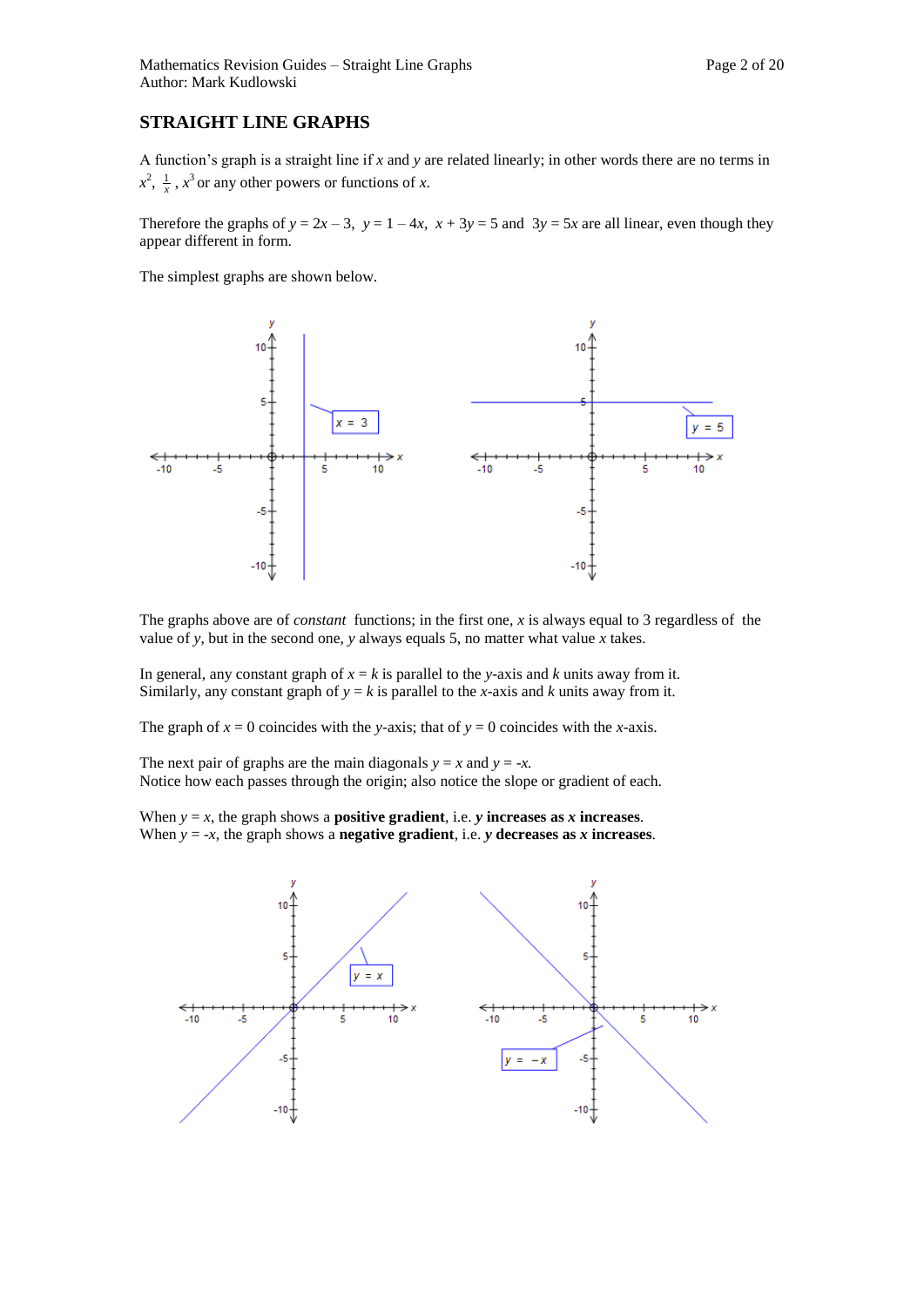## STRAIGHT LINE GRAPHS

A function's graph is a straight line if $x$ and $y$ are related linearly; in other words there are no terms in $x^2$, $\frac{1}{x}$, $x^3$ or any other powers or functions of $x$.

Therefore the graphs of $y = 2x - 3$, $y = 1 - 4x$, $x + 3y = 5$ and $3y = 5x$ are all linear, even though they appear different in form.

The simplest graphs are shown below.

The graphs above are of *constant* functions; in the first one, $x$ is always equal to 3 regardless of the value of $y$, but in the second one, $y$ always equals 5, no matter what value $x$ takes.

In general, any constant graph of $x = k$ is parallel to the $y$-axis and $k$ units away from it.
Similarly, any constant graph of $y = k$ is parallel to the $x$-axis and $k$ units away from it.

The graph of $x = 0$ coincides with the $y$-axis; that of $y = 0$ coincides with the $x$-axis.

The next pair of graphs are the main diagonals $y = x$ and $y = -x$.
Notice how each passes through the origin; also notice the slope or gradient of each.

When $y = x$, the graph shows a **positive gradient**, i.e. ***y* increases as *x* increases**.
When $y = -x$, the graph shows a **negative gradient**, i.e. ***y* decreases as *x* increases**.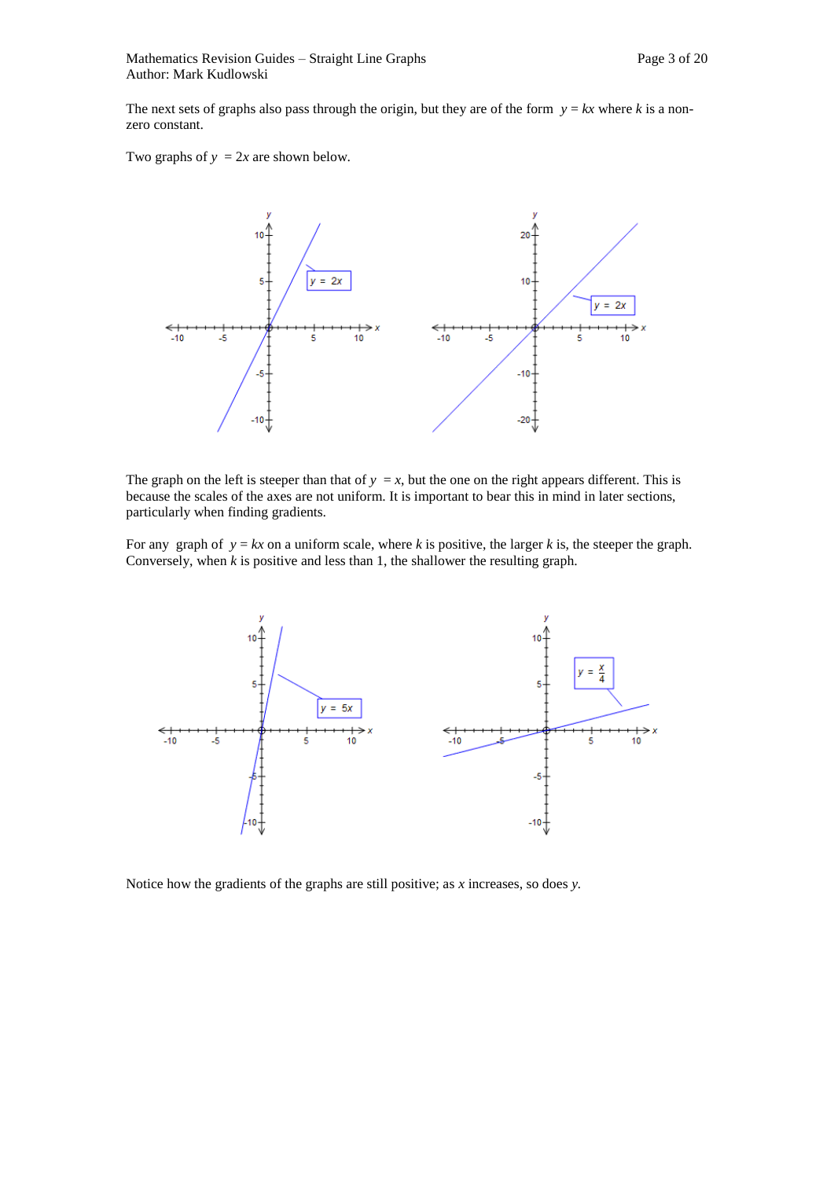The next sets of graphs also pass through the origin, but they are of the form $y = kx$ where $k$ is a non-zero constant.

Two graphs of $y = 2x$ are shown below.

The graph on the left is steeper than that of $y = x$, but the one on the right appears different. This is because the scales of the axes are not uniform. It is important to bear this in mind in later sections, particularly when finding gradients.

For any graph of $y = kx$ on a uniform scale, where $k$ is positive, the larger $k$ is, the steeper the graph. Conversely, when $k$ is positive and less than 1, the shallower the resulting graph.

Notice how the gradients of the graphs are still positive; as $x$ increases, so does $y$.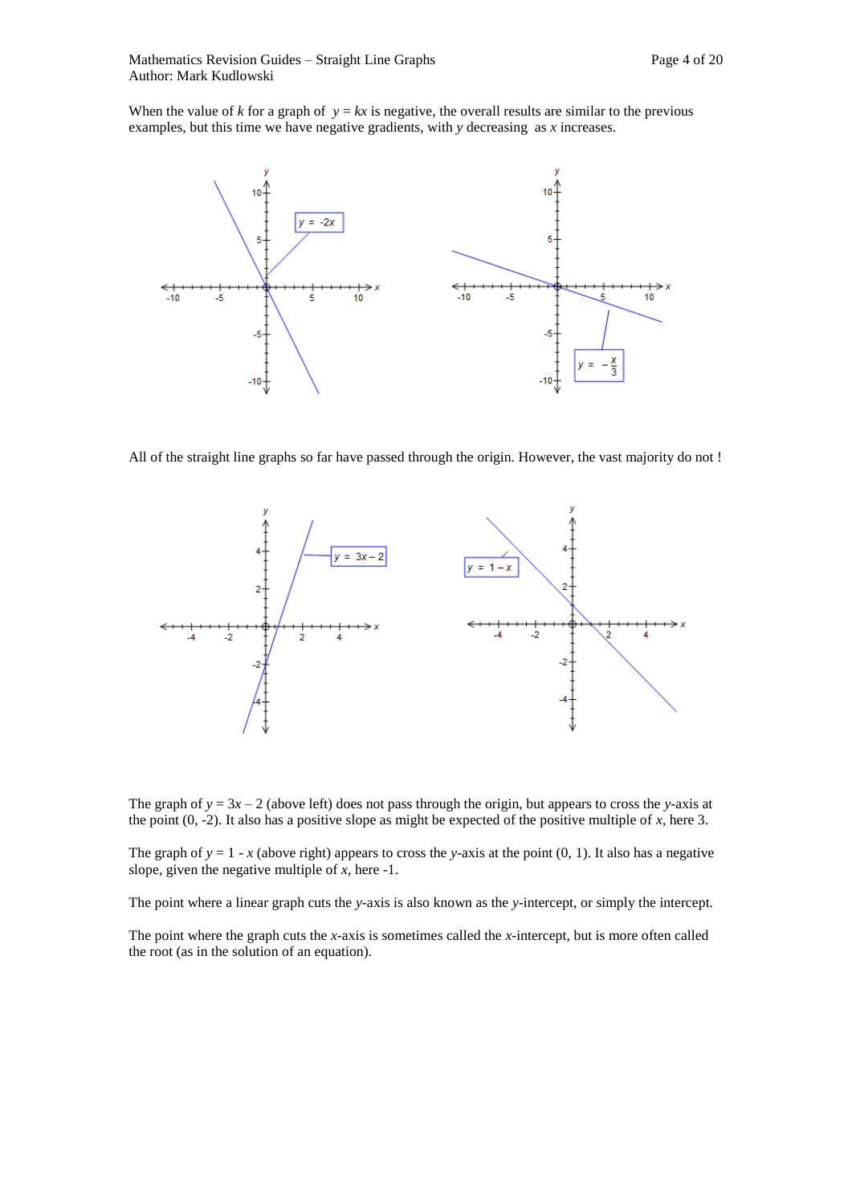When the value of $k$ for a graph of $y = kx$ is negative, the overall results are similar to the previous examples, but this time we have negative gradients, with $y$ decreasing as $x$ increases.

All of the straight line graphs so far have passed through the origin. However, the vast majority do not !

The graph of $y = 3x - 2$ (above left) does not pass through the origin, but appears to cross the $y$-axis at the point (0, -2). It also has a positive slope as might be expected of the positive multiple of $x$, here 3.

The graph of $y = 1 - x$ (above right) appears to cross the $y$-axis at the point (0, 1). It also has a negative slope, given the negative multiple of $x$, here -1.

The point where a linear graph cuts the $y$-axis is also known as the $y$-intercept, or simply the intercept.

The point where the graph cuts the $x$-axis is sometimes called the $x$-intercept, but is more often called the root (as in the solution of an equation).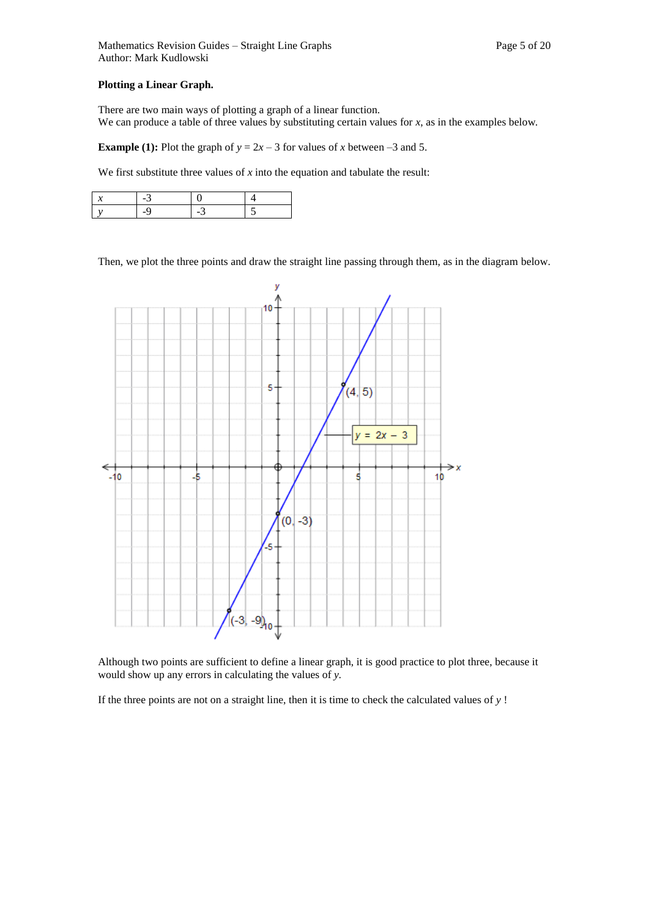**Plotting a Linear Graph.**

There are two main ways of plotting a graph of a linear function.
We can produce a table of three values by substituting certain values for $x$, as in the examples below.

**Example (1):** Plot the graph of $y = 2x - 3$ for values of $x$ between $-3$ and 5.

We first substitute three values of $x$ into the equation and tabulate the result:

| $x$ | -3 | 0 | 4 |
|---|---|---|---|
| $y$ | -9 | -3 | 5 |

Then, we plot the three points and draw the straight line passing through them, as in the diagram below.

Although two points are sufficient to define a linear graph, it is good practice to plot three, because it would show up any errors in calculating the values of $y$.

If the three points are not on a straight line, then it is time to check the calculated values of $y$ !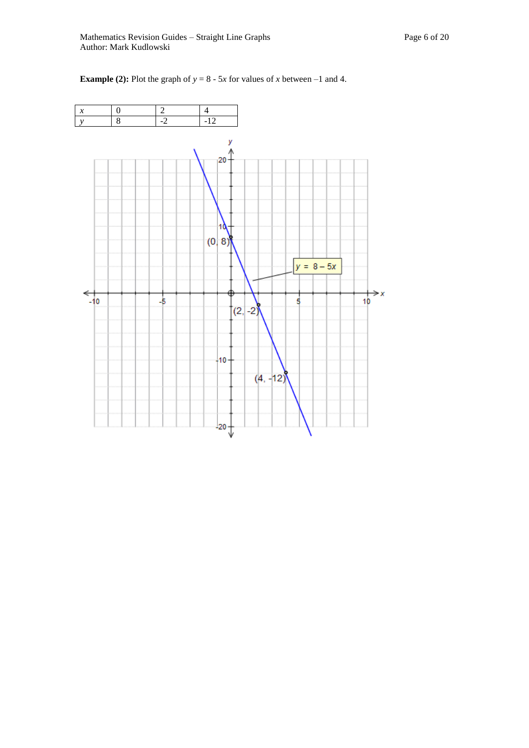**Example (2):** Plot the graph of $y = 8 - 5x$ for values of $x$ between –1 and 4.

| $x$ | 0 | 2 | 4 |
|---|---|---|---|
| $y$ | 8 | -2 | -12 |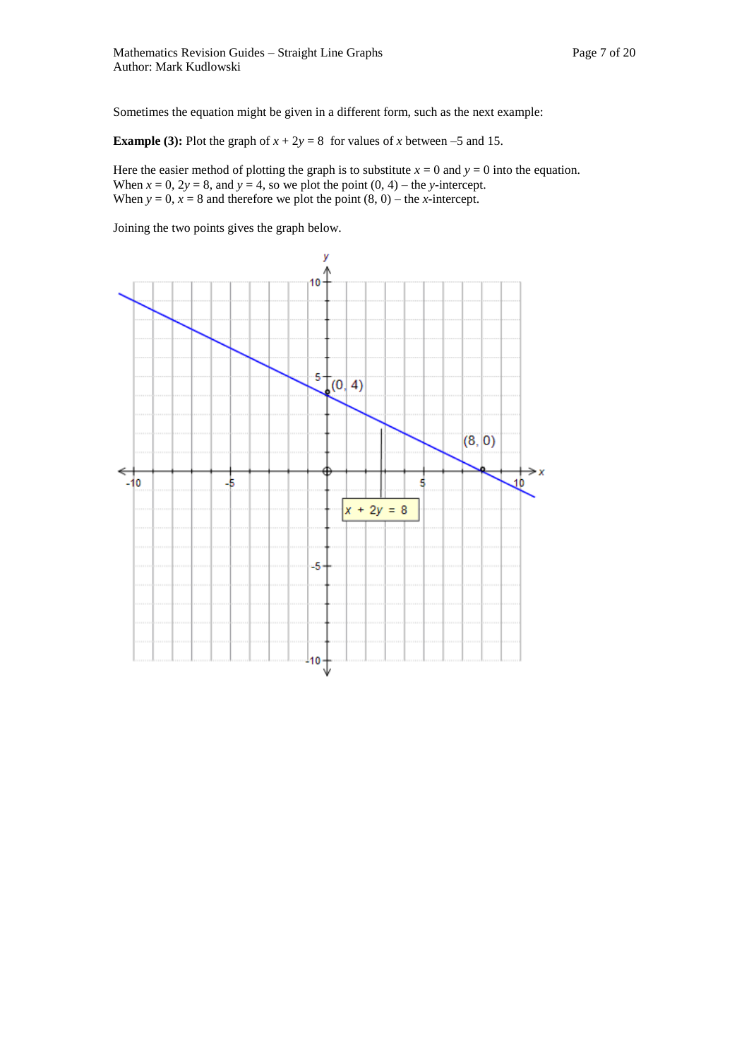Sometimes the equation might be given in a different form, such as the next example:

**Example (3):** Plot the graph of $x + 2y = 8$ for values of $x$ between –5 and 15.

Here the easier method of plotting the graph is to substitute $x = 0$ and $y = 0$ into the equation.
When $x = 0$, $2y = 8$, and $y = 4$, so we plot the point (0, 4) – the $y$-intercept.
When $y = 0$, $x = 8$ and therefore we plot the point (8, 0) – the $x$-intercept.

Joining the two points gives the graph below.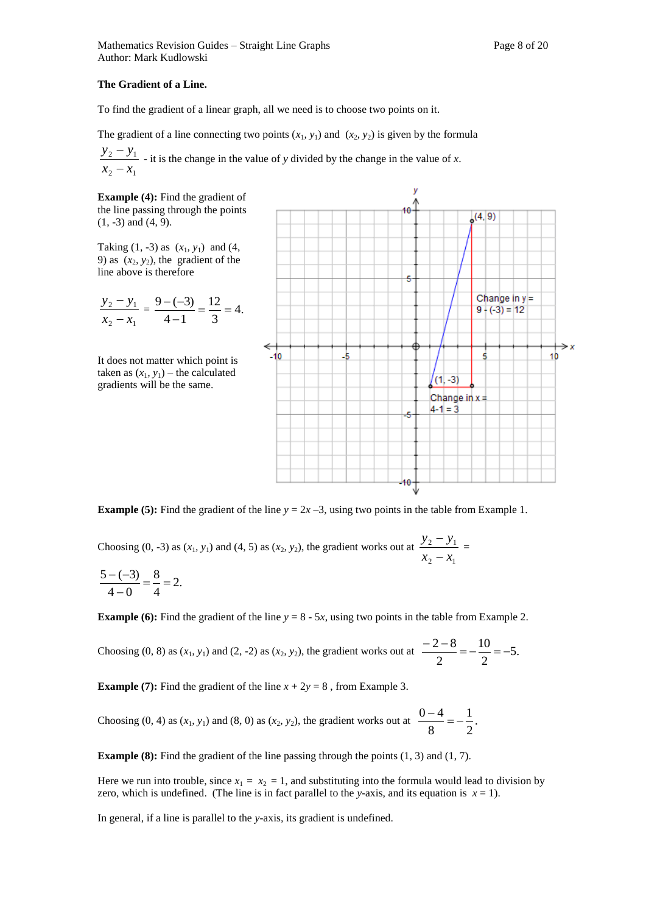**The Gradient of a Line.**

To find the gradient of a linear graph, all we need is to choose two points on it.

The gradient of a line connecting two points $(x_1, y_1)$ and $(x_2, y_2)$ is given by the formula

$\dfrac{y_2 - y_1}{x_2 - x_1}$ - it is the change in the value of $y$ divided by the change in the value of $x$.

**Example (4):** Find the gradient of the line passing through the points (1, -3) and (4, 9).

Taking (1, -3) as $(x_1, y_1)$ and (4, 9) as $(x_2, y_2)$, the gradient of the line above is therefore

$$\frac{y_2 - y_1}{x_2 - x_1} = \frac{9-(-3)}{4-1} = \frac{12}{3} = 4.$$

It does not matter which point is taken as $(x_1, y_1)$ – the calculated gradients will be the same.

**Example (5):** Find the gradient of the line $y = 2x - 3$, using two points in the table from Example 1.

Choosing (0, -3) as $(x_1, y_1)$ and (4, 5) as $(x_2, y_2)$, the gradient works out at $\dfrac{y_2 - y_1}{x_2 - x_1} = \dfrac{5-(-3)}{4-0} = \dfrac{8}{4} = 2.$

**Example (6):** Find the gradient of the line $y = 8 - 5x$, using two points in the table from Example 2.

Choosing (0, 8) as $(x_1, y_1)$ and (2, -2) as $(x_2, y_2)$, the gradient works out at $\dfrac{-2-8}{2} = -\dfrac{10}{2} = -5.$

**Example (7):** Find the gradient of the line $x + 2y = 8$ , from Example 3.

Choosing (0, 4) as $(x_1, y_1)$ and (8, 0) as $(x_2, y_2)$, the gradient works out at $\dfrac{0-4}{8} = -\dfrac{1}{2}.$

**Example (8):** Find the gradient of the line passing through the points (1, 3) and (1, 7).

Here we run into trouble, since $x_1 = x_2 = 1$, and substituting into the formula would lead to division by zero, which is undefined. (The line is in fact parallel to the $y$-axis, and its equation is $x = 1$).

In general, if a line is parallel to the $y$-axis, its gradient is undefined.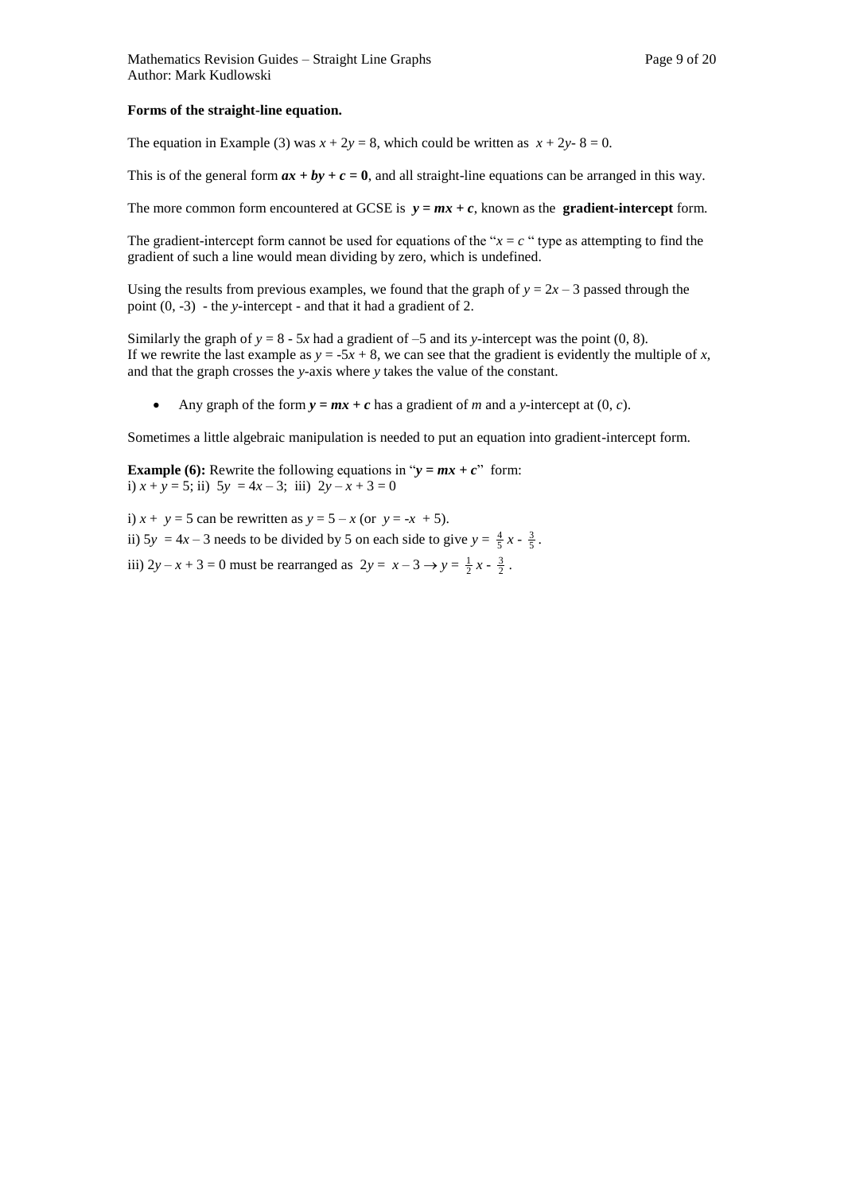**Forms of the straight-line equation.**

The equation in Example (3) was $x + 2y = 8$, which could be written as $x + 2y - 8 = 0$.

This is of the general form $\boldsymbol{ax + by + c = 0}$, and all straight-line equations can be arranged in this way.

The more common form encountered at GCSE is $\boldsymbol{y = mx + c}$, known as the **gradient-intercept** form.

The gradient-intercept form cannot be used for equations of the "$x = c$ " type as attempting to find the gradient of such a line would mean dividing by zero, which is undefined.

Using the results from previous examples, we found that the graph of $y = 2x - 3$ passed through the point (0, -3) - the *y*-intercept - and that it had a gradient of 2.

Similarly the graph of $y = 8 - 5x$ had a gradient of –5 and its *y*-intercept was the point (0, 8). If we rewrite the last example as $y = -5x + 8$, we can see that the gradient is evidently the multiple of *x*, and that the graph crosses the *y*-axis where *y* takes the value of the constant.

- Any graph of the form $\boldsymbol{y = mx + c}$ has a gradient of $m$ and a *y*-intercept at $(0, c)$.

Sometimes a little algebraic manipulation is needed to put an equation into gradient-intercept form.

**Example (6):** Rewrite the following equations in "$\boldsymbol{y = mx + c}$" form:
i) $x + y = 5$; ii) $5y = 4x - 3$; iii) $2y - x + 3 = 0$

i) $x + y = 5$ can be rewritten as $y = 5 - x$ (or $y = -x + 5$).

ii) $5y = 4x - 3$ needs to be divided by 5 on each side to give $y = \frac{4}{5}x - \frac{3}{5}$.

iii) $2y - x + 3 = 0$ must be rearranged as $2y = x - 3 \rightarrow y = \frac{1}{2}x - \frac{3}{2}$.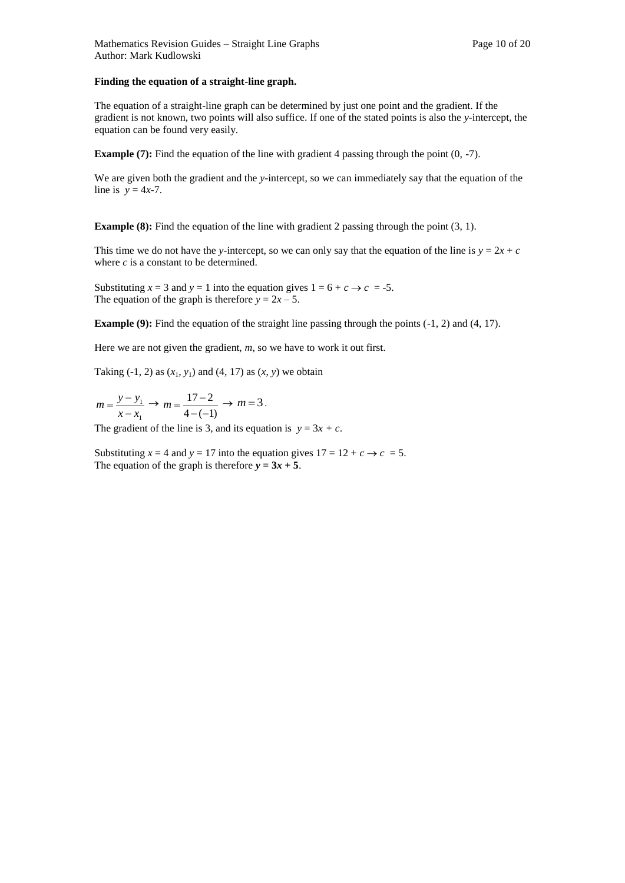**Finding the equation of a straight-line graph.**

The equation of a straight-line graph can be determined by just one point and the gradient. If the gradient is not known, two points will also suffice. If one of the stated points is also the $y$-intercept, the equation can be found very easily.

**Example (7):** Find the equation of the line with gradient 4 passing through the point (0, -7).

We are given both the gradient and the $y$-intercept, so we can immediately say that the equation of the line is $y = 4x - 7$.

**Example (8):** Find the equation of the line with gradient 2 passing through the point (3, 1).

This time we do not have the $y$-intercept, so we can only say that the equation of the line is $y = 2x + c$ where $c$ is a constant to be determined.

Substituting $x = 3$ and $y = 1$ into the equation gives $1 = 6 + c \rightarrow c = -5$.
The equation of the graph is therefore $y = 2x - 5$.

**Example (9):** Find the equation of the straight line passing through the points (-1, 2) and (4, 17).

Here we are not given the gradient, $m$, so we have to work it out first.

Taking (-1, 2) as $(x_1, y_1)$ and (4, 17) as $(x, y)$ we obtain

$$m = \frac{y - y_1}{x - x_1} \rightarrow m = \frac{17 - 2}{4 - (-1)} \rightarrow m = 3.$$

The gradient of the line is 3, and its equation is $y = 3x + c$.

Substituting $x = 4$ and $y = 17$ into the equation gives $17 = 12 + c \rightarrow c = 5$.
The equation of the graph is therefore $\boldsymbol{y = 3x + 5}$.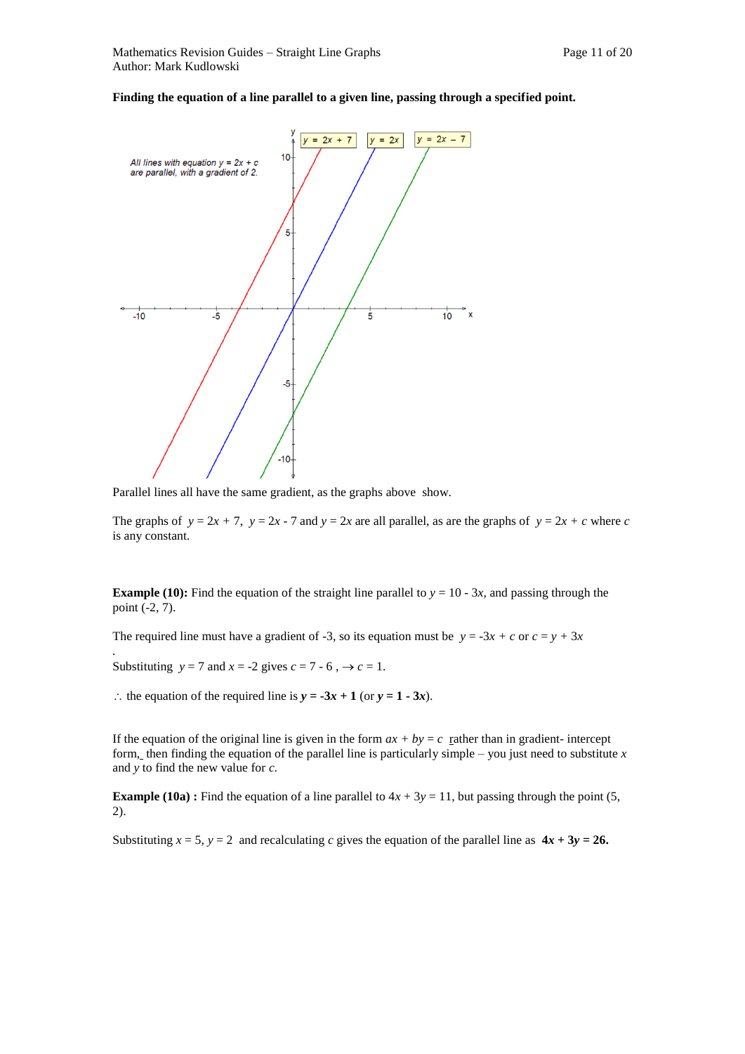**Finding the equation of a line parallel to a given line, passing through a specified point.**

Parallel lines all have the same gradient, as the graphs above show.

The graphs of $y = 2x + 7$, $y = 2x - 7$ and $y = 2x$ are all parallel, as are the graphs of $y = 2x + c$ where $c$ is any constant.

**Example (10):** Find the equation of the straight line parallel to $y = 10 - 3x$, and passing through the point (-2, 7).

The required line must have a gradient of -3, so its equation must be $y = -3x + c$ or $c = y + 3x$

Substituting $y = 7$ and $x = -2$ gives $c = 7 - 6$, $\rightarrow c = 1$.

$\therefore$ the equation of the required line is $\mathbf{y = -3x + 1}$ (or $\mathbf{y = 1 - 3x}$).

If the equation of the original line is given in the form $ax + by = c$ rather than in gradient- intercept form, then finding the equation of the parallel line is particularly simple – you just need to substitute $x$ and $y$ to find the new value for $c$.

**Example (10a) :** Find the equation of a line parallel to $4x + 3y = 11$, but passing through the point (5, 2).

Substituting $x = 5$, $y = 2$ and recalculating $c$ gives the equation of the parallel line as $\mathbf{4x + 3y = 26.}$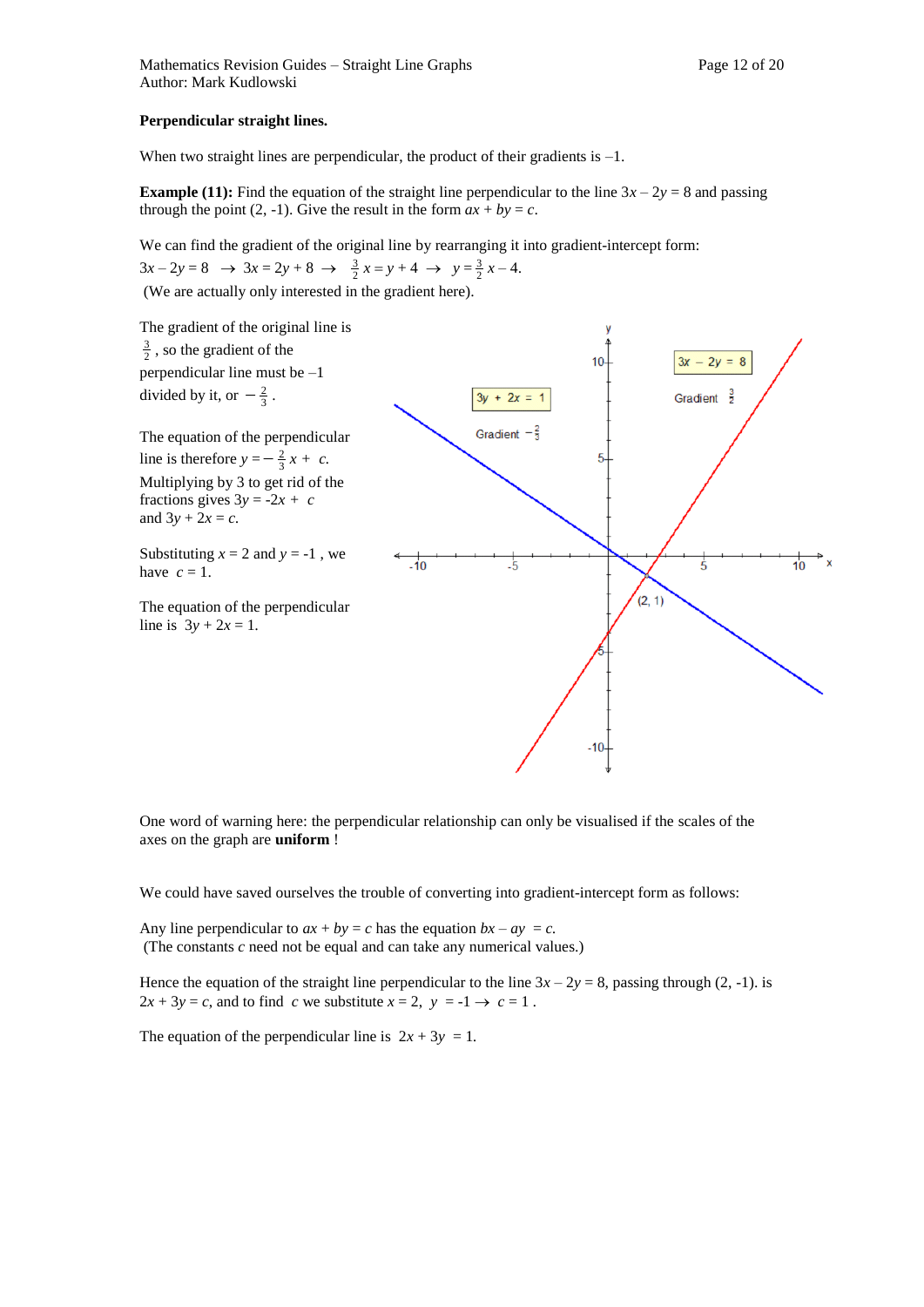**Perpendicular straight lines.**

When two straight lines are perpendicular, the product of their gradients is –1.

**Example (11):** Find the equation of the straight line perpendicular to the line $3x - 2y = 8$ and passing through the point (2, -1). Give the result in the form $ax + by = c$.

We can find the gradient of the original line by rearranging it into gradient-intercept form:

$3x - 2y = 8 \rightarrow 3x = 2y + 8 \rightarrow \frac{3}{2}x = y + 4 \rightarrow y = \frac{3}{2}x - 4$.

(We are actually only interested in the gradient here).

The gradient of the original line is $\frac{3}{2}$, so the gradient of the perpendicular line must be –1 divided by it, or $-\frac{2}{3}$.

The equation of the perpendicular line is therefore $y = -\frac{2}{3}x + c$.
Multiplying by 3 to get rid of the fractions gives $3y = -2x + c$ and $3y + 2x = c$.

Substituting $x = 2$ and $y = -1$, we have $c = 1$.

The equation of the perpendicular line is $3y + 2x = 1$.

One word of warning here: the perpendicular relationship can only be visualised if the scales of the axes on the graph are **uniform** !

We could have saved ourselves the trouble of converting into gradient-intercept form as follows:

Any line perpendicular to $ax + by = c$ has the equation $bx - ay = c$.
(The constants $c$ need not be equal and can take any numerical values.)

Hence the equation of the straight line perpendicular to the line $3x - 2y = 8$, passing through (2, -1). is $2x + 3y = c$, and to find $c$ we substitute $x = 2$, $y = -1 \rightarrow c = 1$.

The equation of the perpendicular line is $2x + 3y = 1$.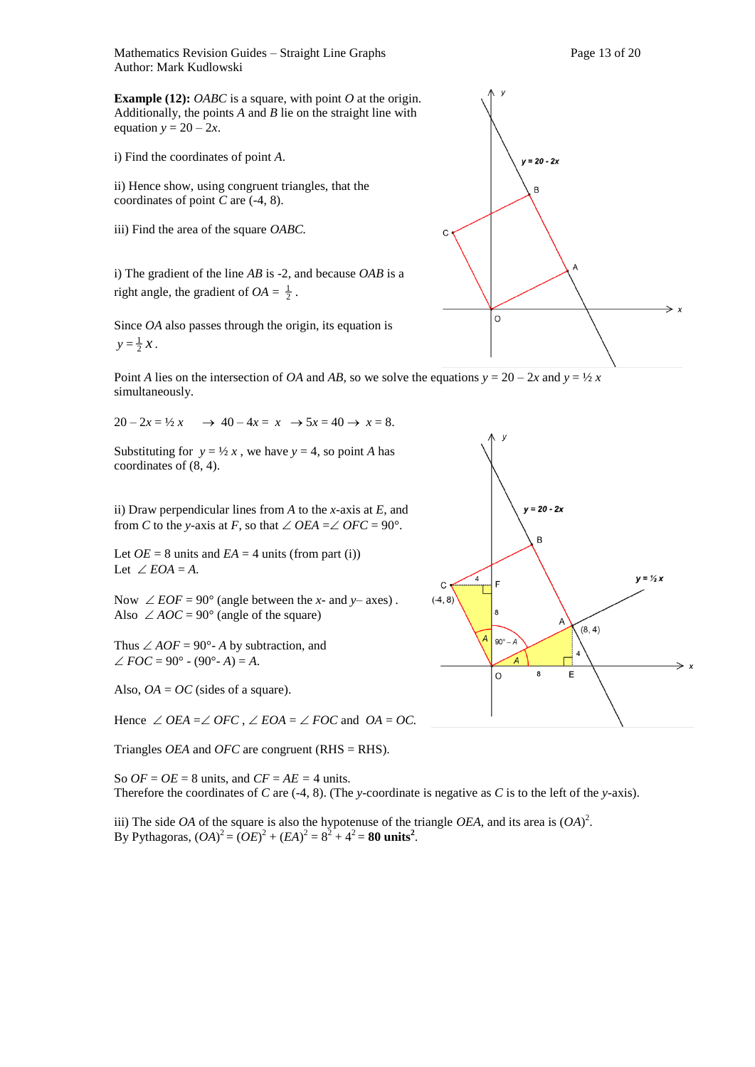**Example (12):** *OABC* is a square, with point *O* at the origin. Additionally, the points *A* and *B* lie on the straight line with equation $y = 20 - 2x$.

i) Find the coordinates of point *A*.

ii) Hence show, using congruent triangles, that the coordinates of point *C* are (-4, 8).

iii) Find the area of the square *OABC.*

i) The gradient of the line *AB* is -2, and because *OAB* is a right angle, the gradient of $OA = \frac{1}{2}$.

Since *OA* also passes through the origin, its equation is $y = \frac{1}{2}x$.

Point *A* lies on the intersection of *OA* and *AB*, so we solve the equations $y = 20 - 2x$ and $y = \frac{1}{2}x$ simultaneously.

$20 - 2x = \frac{1}{2}x \quad \rightarrow 40 - 4x = x \quad \rightarrow 5x = 40 \rightarrow \quad x = 8.$

Substituting for $y = \frac{1}{2}x$, we have $y = 4$, so point *A* has coordinates of (8, 4).

ii) Draw perpendicular lines from *A* to the *x*-axis at *E*, and from *C* to the *y*-axis at *F*, so that $\angle OEA = \angle OFC = 90°$.

Let *OE* = 8 units and *EA* = 4 units (from part (i))
Let $\angle EOA = A$.

Now $\angle EOF = 90°$ (angle between the *x*- and *y*– axes) .
Also $\angle AOC = 90°$ (angle of the square)

Thus $\angle AOF = 90° - A$ by subtraction, and
$\angle FOC = 90° - (90° - A) = A$.

Also, *OA* = *OC* (sides of a square).

Hence $\angle OEA = \angle OFC$, $\angle EOA = \angle FOC$ and $OA = OC$.

Triangles *OEA* and *OFC* are congruent (RHS = RHS).

So *OF* = *OE* = 8 units, and *CF* = *AE* = 4 units.
Therefore the coordinates of *C* are (-4, 8). (The *y*-coordinate is negative as *C* is to the left of the *y*-axis).

iii) The side *OA* of the square is also the hypotenuse of the triangle *OEA*, and its area is $(OA)^2$.
By Pythagoras, $(OA)^2 = (OE)^2 + (EA)^2 = 8^2 + 4^2 = \mathbf{80\ units^2}$.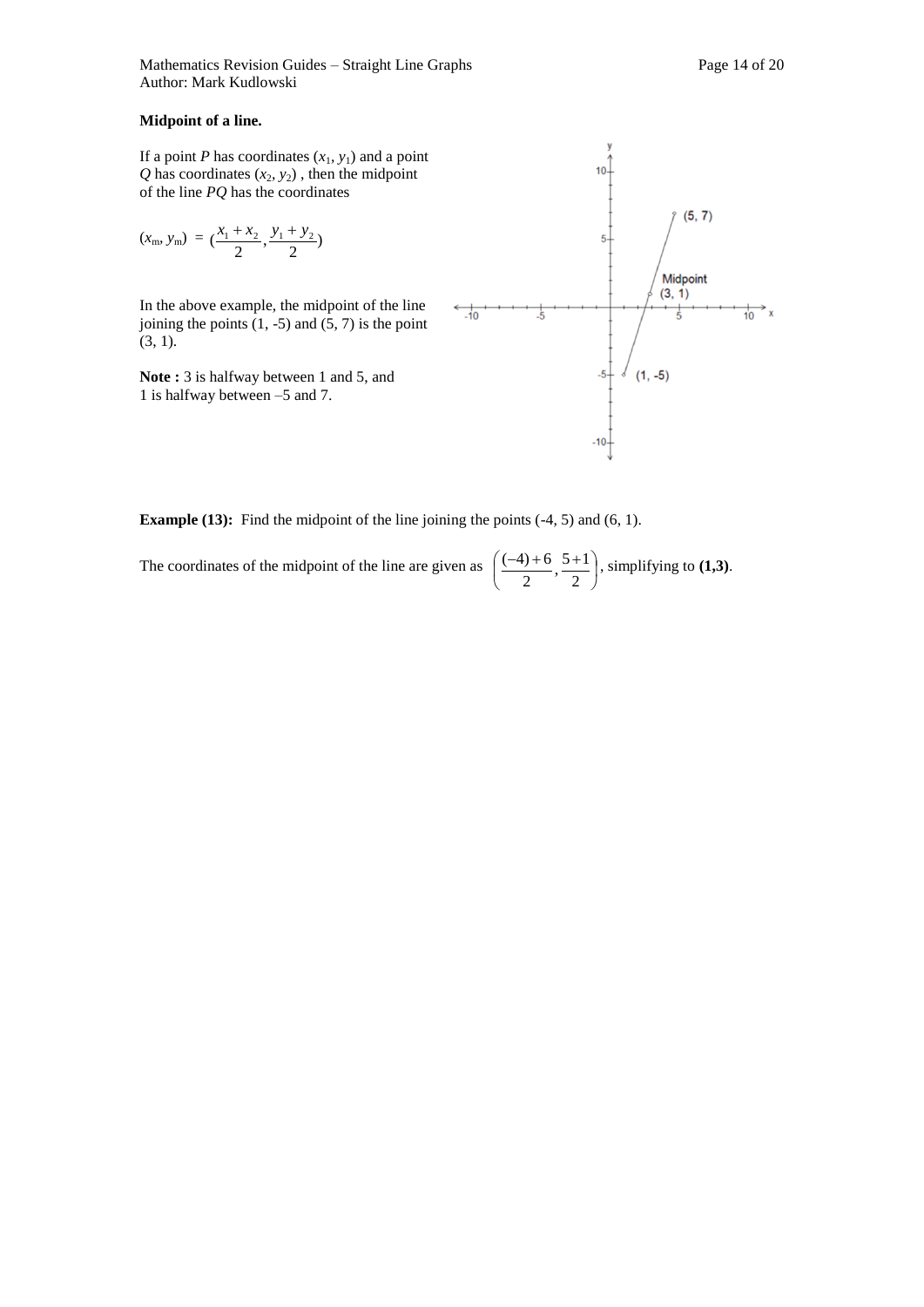**Midpoint of a line.**

If a point $P$ has coordinates $(x_1, y_1)$ and a point $Q$ has coordinates $(x_2, y_2)$ , then the midpoint of the line $PQ$ has the coordinates

$$(x_m, y_m) = \left(\frac{x_1 + x_2}{2}, \frac{y_1 + y_2}{2}\right)$$

In the above example, the midpoint of the line joining the points (1, -5) and (5, 7) is the point (3, 1).

**Note :** 3 is halfway between 1 and 5, and 1 is halfway between –5 and 7.

**Example (13):** Find the midpoint of the line joining the points (-4, 5) and (6, 1).

The coordinates of the midpoint of the line are given as $\left(\frac{(-4)+6}{2}, \frac{5+1}{2}\right)$, simplifying to **(1,3)**.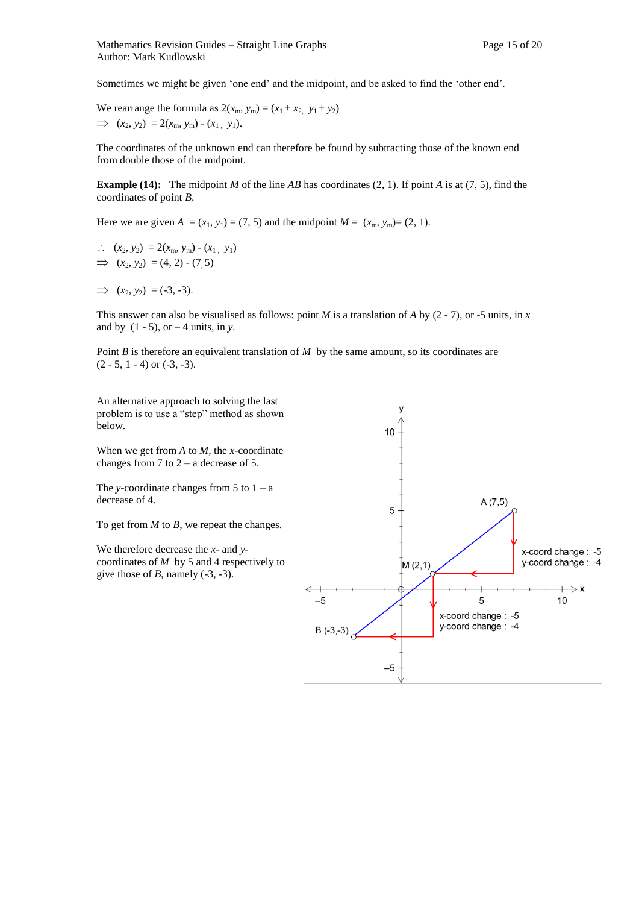Sometimes we might be given 'one end' and the midpoint, and be asked to find the 'other end'.

We rearrange the formula as $2(x_m, y_m) = (x_1 + x_2,\ y_1 + y_2)$
$\Rightarrow\ (x_2, y_2) = 2(x_m, y_m) - (x_1, y_1)$.

The coordinates of the unknown end can therefore be found by subtracting those of the known end from double those of the midpoint.

**Example (14):** The midpoint *M* of the line *AB* has coordinates (2, 1). If point *A* is at (7, 5), find the coordinates of point *B*.

Here we are given $A = (x_1, y_1) = (7, 5)$ and the midpoint $M = (x_m, y_m) = (2, 1)$.

$\therefore\ (x_2, y_2) = 2(x_m, y_m) - (x_1, y_1)$
$\Rightarrow\ (x_2, y_2) = (4, 2) - (7, 5)$

$\Rightarrow\ (x_2, y_2) = (-3, -3)$.

This answer can also be visualised as follows: point *M* is a translation of *A* by (2 - 7), or -5 units, in *x* and by (1 - 5), or – 4 units, in *y*.

Point *B* is therefore an equivalent translation of *M* by the same amount, so its coordinates are (2 - 5, 1 - 4) or (-3, -3).

An alternative approach to solving the last problem is to use a "step" method as shown below.

When we get from *A* to *M*, the *x*-coordinate changes from 7 to 2 – a decrease of 5.

The *y*-coordinate changes from 5 to 1 – a decrease of 4.

To get from *M* to *B*, we repeat the changes.

We therefore decrease the *x*- and *y*-coordinates of *M* by 5 and 4 respectively to give those of *B*, namely (-3, -3).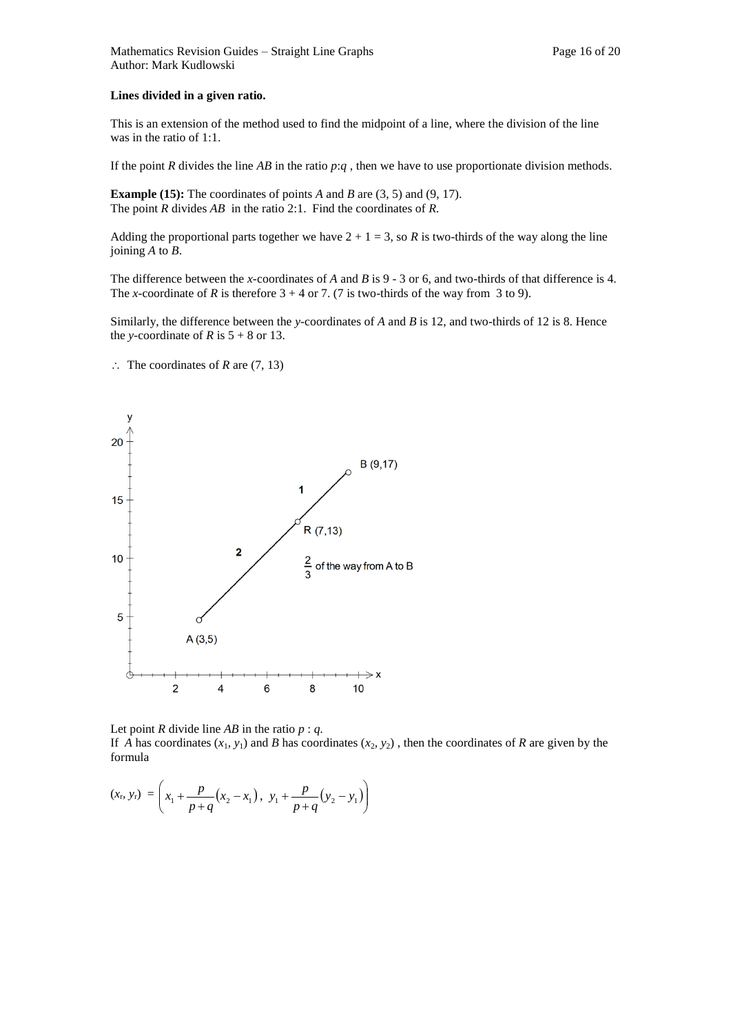**Lines divided in a given ratio.**

This is an extension of the method used to find the midpoint of a line, where the division of the line was in the ratio of 1:1.

If the point $R$ divides the line $AB$ in the ratio $p$:$q$ , then we have to use proportionate division methods.

**Example (15):** The coordinates of points $A$ and $B$ are (3, 5) and (9, 17).
The point $R$ divides $AB$ in the ratio 2:1. Find the coordinates of $R$.

Adding the proportional parts together we have 2 + 1 = 3, so $R$ is two-thirds of the way along the line joining $A$ to $B$.

The difference between the $x$-coordinates of $A$ and $B$ is 9 - 3 or 6, and two-thirds of that difference is 4. The $x$-coordinate of $R$ is therefore 3 + 4 or 7. (7 is two-thirds of the way from 3 to 9).

Similarly, the difference between the $y$-coordinates of $A$ and $B$ is 12, and two-thirds of 12 is 8. Hence the $y$-coordinate of $R$ is 5 + 8 or 13.

$\therefore$ The coordinates of $R$ are (7, 13)

Let point $R$ divide line $AB$ in the ratio $p : q$.
If $A$ has coordinates $(x_1, y_1)$ and $B$ has coordinates $(x_2, y_2)$ , then the coordinates of $R$ are given by the formula

$$(x_r, y_r) = \left( x_1 + \frac{p}{p+q}(x_2 - x_1),\ y_1 + \frac{p}{p+q}(y_2 - y_1) \right)$$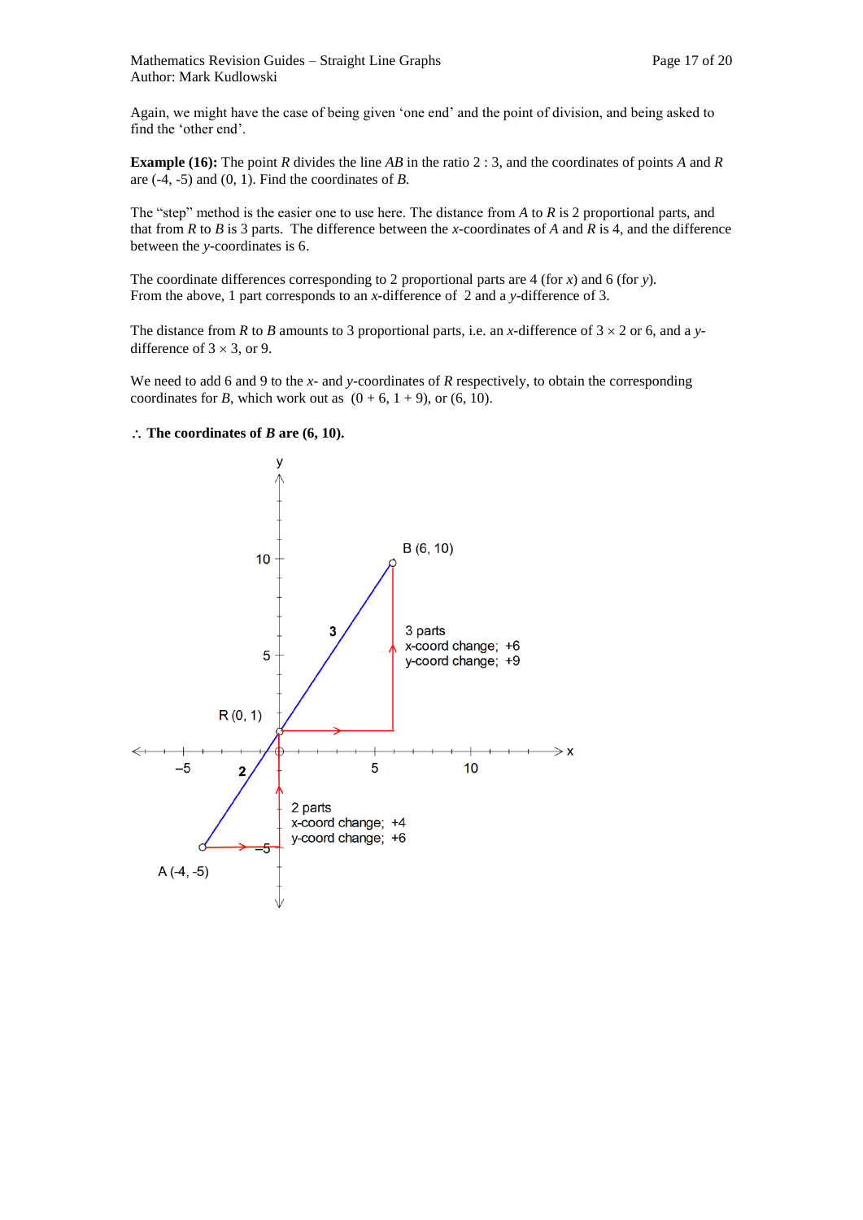Again, we might have the case of being given 'one end' and the point of division, and being asked to find the 'other end'.

**Example (16):** The point $R$ divides the line $AB$ in the ratio 2 : 3, and the coordinates of points $A$ and $R$ are (-4, -5) and (0, 1). Find the coordinates of $B$.

The "step" method is the easier one to use here. The distance from $A$ to $R$ is 2 proportional parts, and that from $R$ to $B$ is 3 parts. The difference between the $x$-coordinates of $A$ and $R$ is 4, and the difference between the $y$-coordinates is 6.

The coordinate differences corresponding to 2 proportional parts are 4 (for $x$) and 6 (for $y$). From the above, 1 part corresponds to an $x$-difference of 2 and a $y$-difference of 3.

The distance from $R$ to $B$ amounts to 3 proportional parts, i.e. an $x$-difference of $3 \times 2$ or 6, and a $y$-difference of $3 \times 3$, or 9.

We need to add 6 and 9 to the $x$- and $y$-coordinates of $R$ respectively, to obtain the corresponding coordinates for $B$, which work out as $(0 + 6, 1 + 9)$, or (6, 10).

$\therefore$ **The coordinates of** $B$ **are (6, 10).**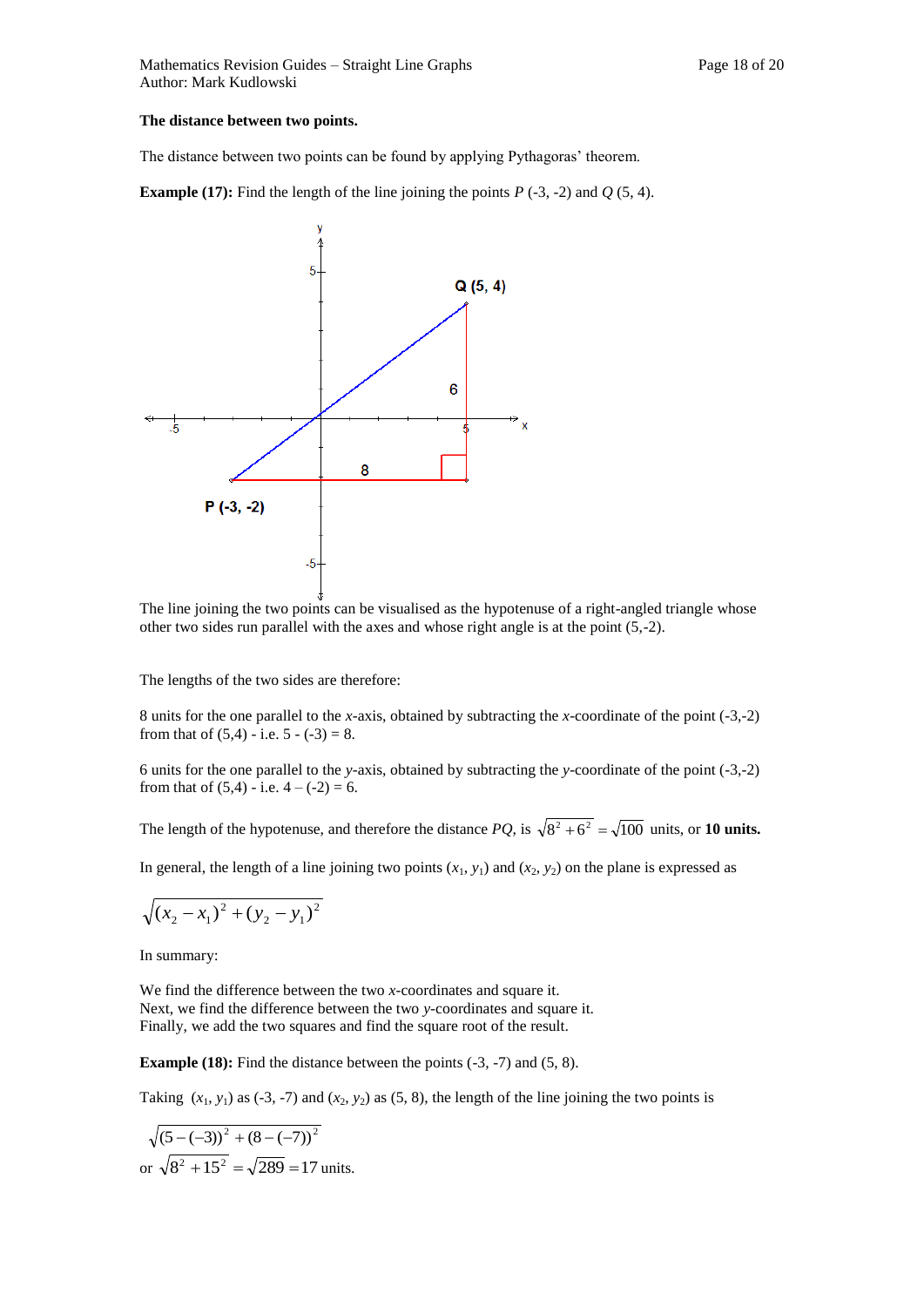**The distance between two points.**

The distance between two points can be found by applying Pythagoras' theorem.

**Example (17):** Find the length of the line joining the points $P$ (-3, -2) and $Q$ (5, 4).

The line joining the two points can be visualised as the hypotenuse of a right-angled triangle whose other two sides run parallel with the axes and whose right angle is at the point (5,-2).

The lengths of the two sides are therefore:

8 units for the one parallel to the $x$-axis, obtained by subtracting the $x$-coordinate of the point (-3,-2) from that of (5,4) - i.e. 5 - (-3) = 8.

6 units for the one parallel to the $y$-axis, obtained by subtracting the $y$-coordinate of the point (-3,-2) from that of (5,4) - i.e. 4 – (-2) = 6.

The length of the hypotenuse, and therefore the distance $PQ$, is $\sqrt{8^2 + 6^2} = \sqrt{100}$ units, or **10 units.**

In general, the length of a line joining two points $(x_1, y_1)$ and $(x_2, y_2)$ on the plane is expressed as

$$\sqrt{(x_2 - x_1)^2 + (y_2 - y_1)^2}$$

In summary:

We find the difference between the two $x$-coordinates and square it.
Next, we find the difference between the two $y$-coordinates and square it.
Finally, we add the two squares and find the square root of the result.

**Example (18):** Find the distance between the points (-3, -7) and (5, 8).

Taking $(x_1, y_1)$ as (-3, -7) and $(x_2, y_2)$ as (5, 8), the length of the line joining the two points is

$$\sqrt{(5-(-3))^2 + (8-(-7))^2}$$

or $\sqrt{8^2 + 15^2} = \sqrt{289} = 17$ units.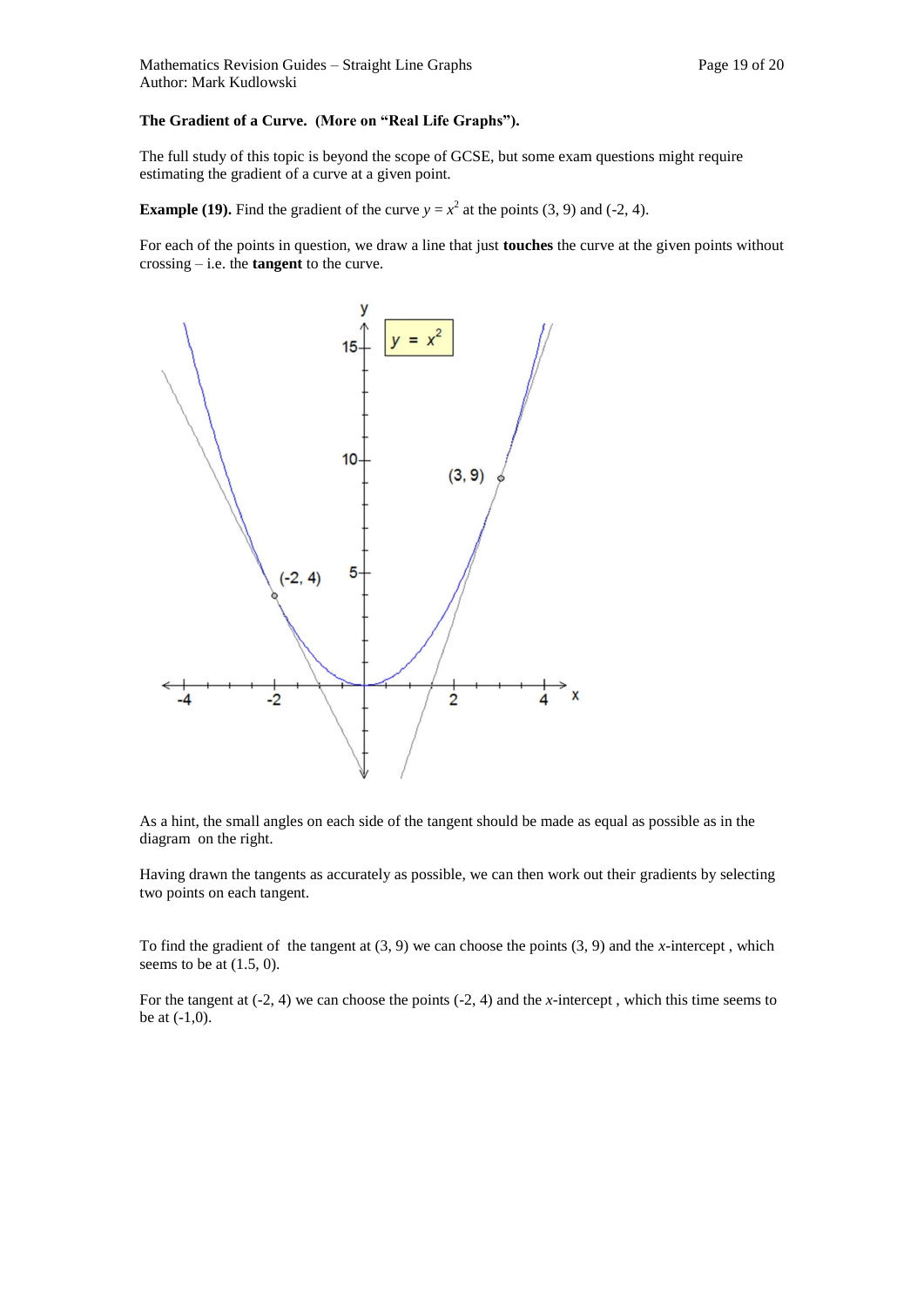**The Gradient of a Curve. (More on "Real Life Graphs").**

The full study of this topic is beyond the scope of GCSE, but some exam questions might require estimating the gradient of a curve at a given point.

**Example (19).** Find the gradient of the curve $y = x^2$ at the points (3, 9) and (-2, 4).

For each of the points in question, we draw a line that just **touches** the curve at the given points without crossing – i.e. the **tangent** to the curve.

As a hint, the small angles on each side of the tangent should be made as equal as possible as in the diagram on the right.

Having drawn the tangents as accurately as possible, we can then work out their gradients by selecting two points on each tangent.

To find the gradient of the tangent at (3, 9) we can choose the points (3, 9) and the *x*-intercept , which seems to be at (1.5, 0).

For the tangent at (-2, 4) we can choose the points (-2, 4) and the *x*-intercept , which this time seems to be at (-1,0).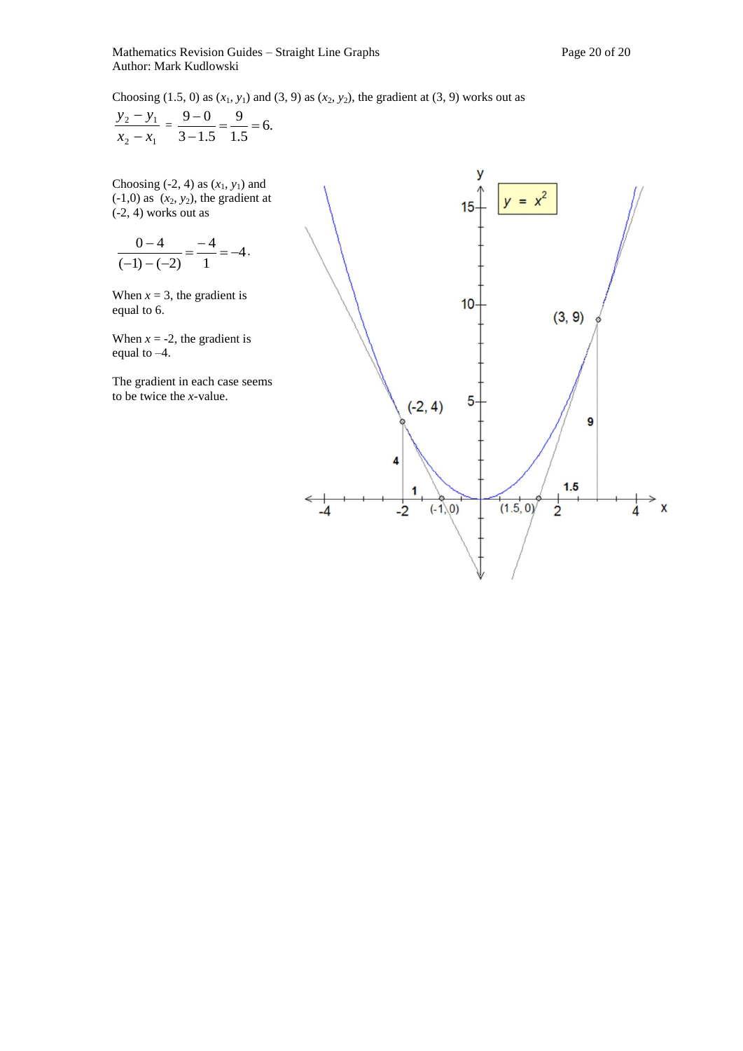Choosing (1.5, 0) as ($x_1$, $y_1$) and (3, 9) as ($x_2$, $y_2$), the gradient at (3, 9) works out as

$$\frac{y_2 - y_1}{x_2 - x_1} = \frac{9-0}{3-1.5} = \frac{9}{1.5} = 6.$$

Choosing (-2, 4) as ($x_1$, $y_1$) and (-1,0) as ($x_2$, $y_2$), the gradient at (-2, 4) works out as

$$\frac{0-4}{(-1)-(-2)} = \frac{-4}{1} = -4.$$

When $x$ = 3, the gradient is equal to 6.

When $x$ = -2, the gradient is equal to –4.

The gradient in each case seems to be twice the $x$-value.

$y = x^2$

(3, 9)

(-2, 4)

(-1, 0)

(1.5, 0)

4

1

9

1.5

y

x

15

10

5

-4

-2

2

4